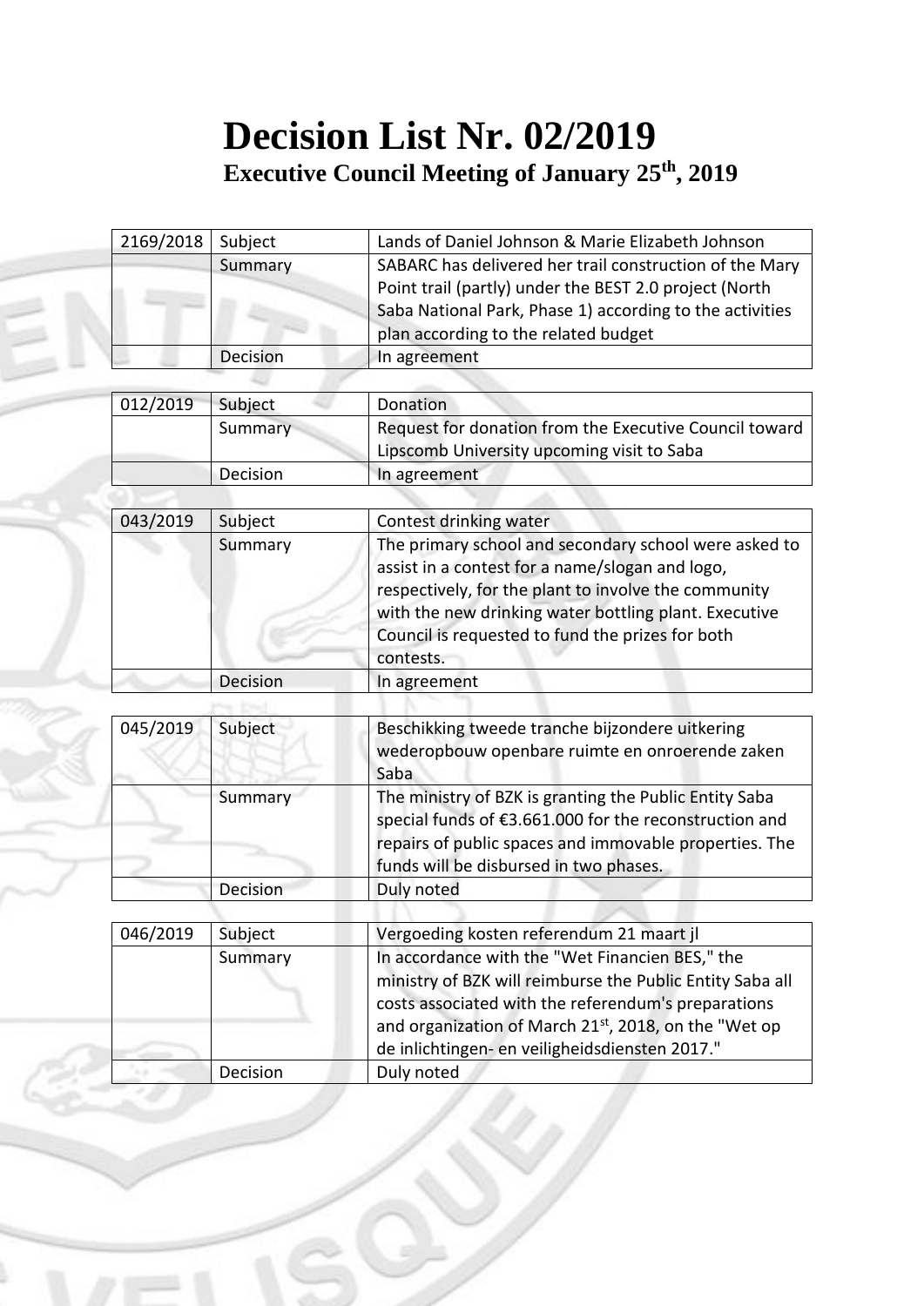# Decision List Nr. 02/2019

## Executive Council Meeting of January 25th, 2019

| 2169/2018 | Subject | Lands of Daniel Johnson & Marie Elizabeth Johnson |
|---|---|---|
| | Summary | SABARC has delivered her trail construction of the Mary Point trail (partly) under the BEST 2.0 project (North Saba National Park, Phase 1) according to the activities plan according to the related budget |
| | Decision | In agreement |

| 012/2019 | Subject | Donation |
|---|---|---|
| | Summary | Request for donation from the Executive Council toward Lipscomb University upcoming visit to Saba |
| | Decision | In agreement |

| 043/2019 | Subject | Contest drinking water |
|---|---|---|
| | Summary | The primary school and secondary school were asked to assist in a contest for a name/slogan and logo, respectively, for the plant to involve the community with the new drinking water bottling plant. Executive Council is requested to fund the prizes for both contests. |
| | Decision | In agreement |

| 045/2019 | Subject | Beschikking tweede tranche bijzondere uitkering wederopbouw openbare ruimte en onroerende zaken Saba |
|---|---|---|
| | Summary | The ministry of BZK is granting the Public Entity Saba special funds of €3.661.000 for the reconstruction and repairs of public spaces and immovable properties. The funds will be disbursed in two phases. |
| | Decision | Duly noted |

| 046/2019 | Subject | Vergoeding kosten referendum 21 maart jl |
|---|---|---|
| | Summary | In accordance with the "Wet Financien BES," the ministry of BZK will reimburse the Public Entity Saba all costs associated with the referendum's preparations and organization of March 21st, 2018, on the "Wet op de inlichtingen- en veiligheidsdiensten 2017." |
| | Decision | Duly noted |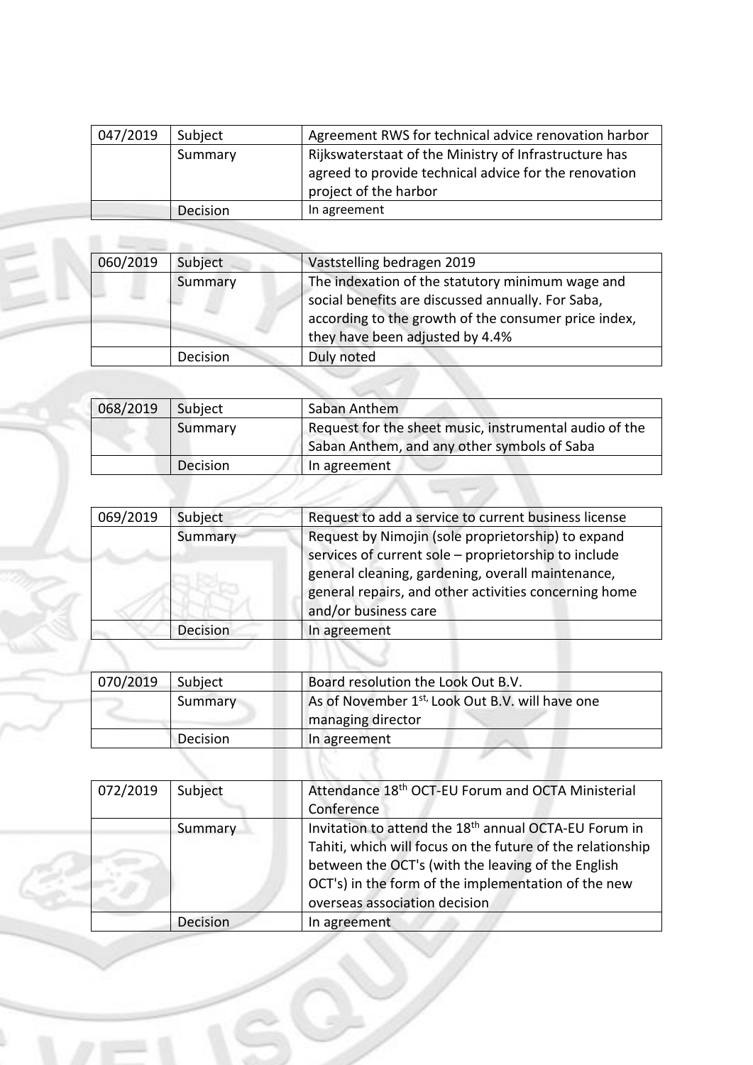| 047/2019 | Subject | Agreement RWS for technical advice renovation harbor |
|---|---|---|
| | Summary | Rijkswaterstaat of the Ministry of Infrastructure has agreed to provide technical advice for the renovation project of the harbor |
| | Decision | In agreement |

| 060/2019 | Subject | Vaststelling bedragen 2019 |
|---|---|---|
| | Summary | The indexation of the statutory minimum wage and social benefits are discussed annually. For Saba, according to the growth of the consumer price index, they have been adjusted by 4.4% |
| | Decision | Duly noted |

| 068/2019 | Subject | Saban Anthem |
|---|---|---|
| | Summary | Request for the sheet music, instrumental audio of the Saban Anthem, and any other symbols of Saba |
| | Decision | In agreement |

| 069/2019 | Subject | Request to add a service to current business license |
|---|---|---|
| | Summary | Request by Nimojin (sole proprietorship) to expand services of current sole – proprietorship to include general cleaning, gardening, overall maintenance, general repairs, and other activities concerning home and/or business care |
| | Decision | In agreement |

| 070/2019 | Subject | Board resolution the Look Out B.V. |
|---|---|---|
| | Summary | As of November 1st, Look Out B.V. will have one managing director |
| | Decision | In agreement |

| 072/2019 | Subject | Attendance 18th OCT-EU Forum and OCTA Ministerial Conference |
|---|---|---|
| | Summary | Invitation to attend the 18th annual OCTA-EU Forum in Tahiti, which will focus on the future of the relationship between the OCT's (with the leaving of the English OCT's) in the form of the implementation of the new overseas association decision |
| | Decision | In agreement |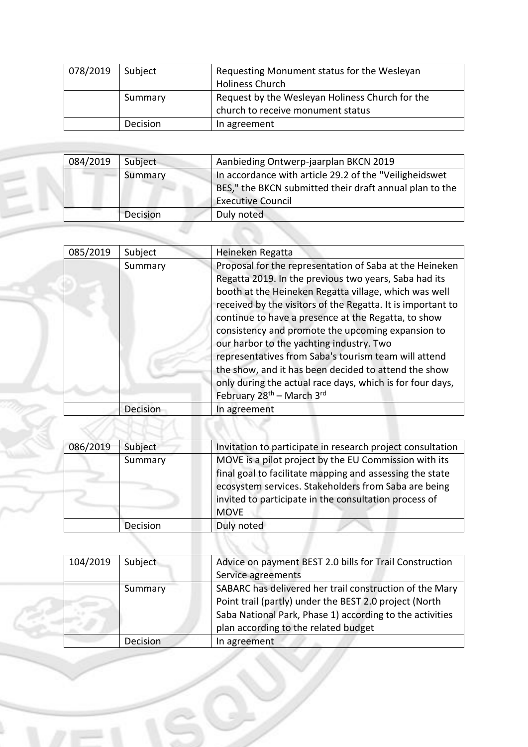| 078/2019 | Subject | Requesting Monument status for the Wesleyan Holiness Church |
|---|---|---|
| | Summary | Request by the Wesleyan Holiness Church for the church to receive monument status |
| | Decision | In agreement |

| 084/2019 | Subject | Aanbieding Ontwerp-jaarplan BKCN 2019 |
|---|---|---|
| | Summary | In accordance with article 29.2 of the "Veiligheidswet BES," the BKCN submitted their draft annual plan to the Executive Council |
| | Decision | Duly noted |

| 085/2019 | Subject | Heineken Regatta |
|---|---|---|
| | Summary | Proposal for the representation of Saba at the Heineken Regatta 2019. In the previous two years, Saba had its booth at the Heineken Regatta village, which was well received by the visitors of the Regatta. It is important to continue to have a presence at the Regatta, to show consistency and promote the upcoming expansion to our harbor to the yachting industry. Two representatives from Saba's tourism team will attend the show, and it has been decided to attend the show only during the actual race days, which is for four days, February 28th – March 3rd |
| | Decision | In agreement |

| 086/2019 | Subject | Invitation to participate in research project consultation |
|---|---|---|
| | Summary | MOVE is a pilot project by the EU Commission with its final goal to facilitate mapping and assessing the state ecosystem services. Stakeholders from Saba are being invited to participate in the consultation process of MOVE |
| | Decision | Duly noted |

| 104/2019 | Subject | Advice on payment BEST 2.0 bills for Trail Construction Service agreements |
|---|---|---|
| | Summary | SABARC has delivered her trail construction of the Mary Point trail (partly) under the BEST 2.0 project (North Saba National Park, Phase 1) according to the activities plan according to the related budget |
| | Decision | In agreement |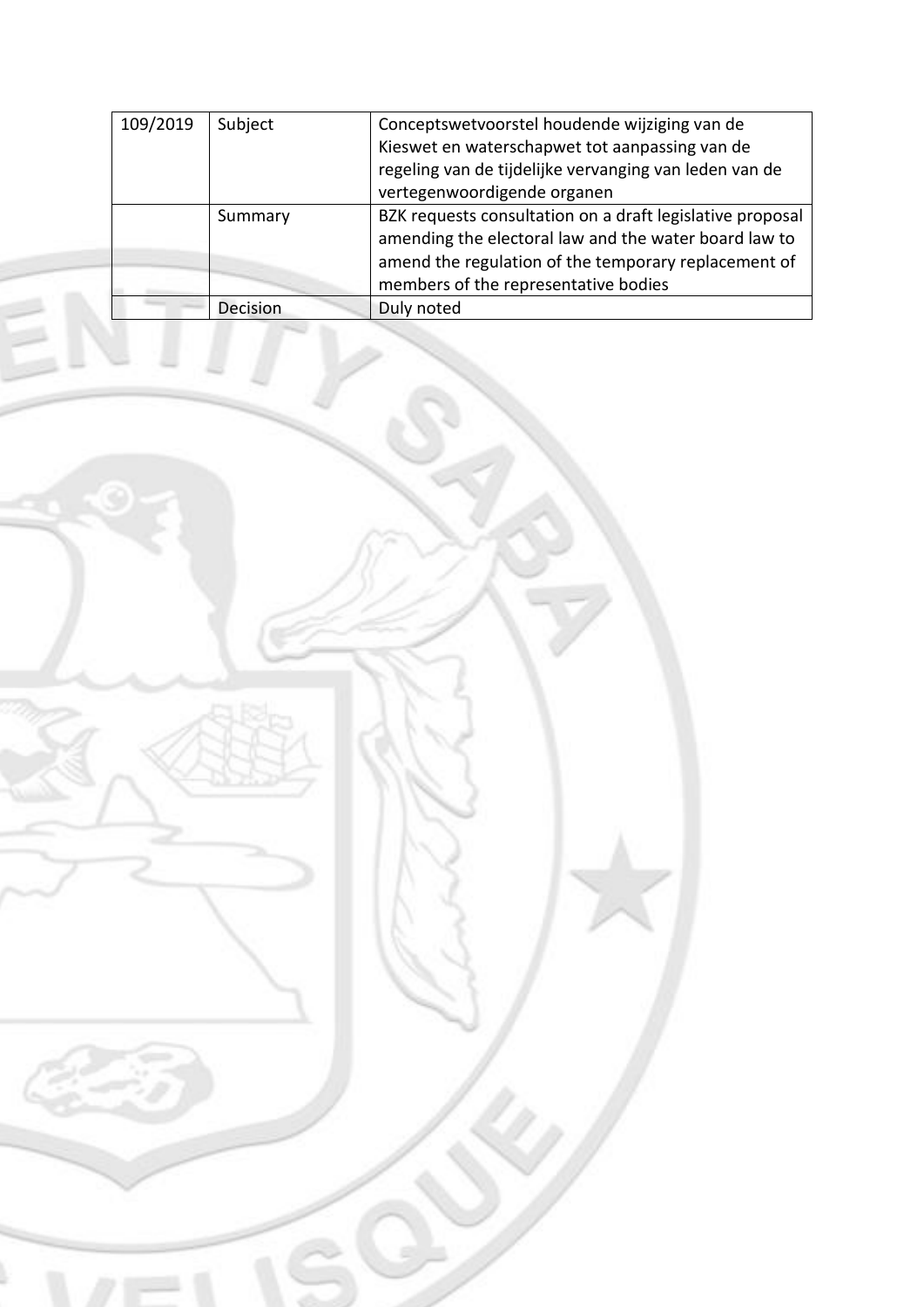| | | |
|---|---|---|
| 109/2019 | Subject | Conceptswetvoorstel houdende wijziging van de Kieswet en waterschapwet tot aanpassing van de regeling van de tijdelijke vervanging van leden van de vertegenwoordigende organen |
| | Summary | BZK requests consultation on a draft legislative proposal amending the electoral law and the water board law to amend the regulation of the temporary replacement of members of the representative bodies |
| | Decision | Duly noted |